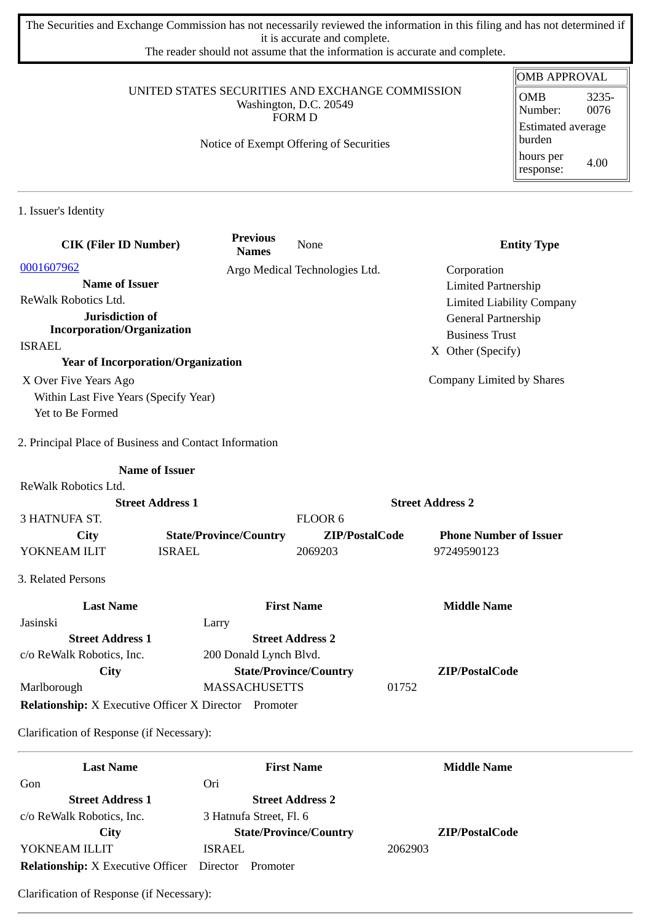The Securities and Exchange Commission has not necessarily reviewed the information in this filing and has not determined if it is accurate and complete.
The reader should not assume that the information is accurate and complete.

| OMB APPROVAL | |
|---|---|
| OMB Number: | 3235-0076 |
| Estimated average burden | |
| hours per response: | 4.00 |

UNITED STATES SECURITIES AND EXCHANGE COMMISSION
Washington, D.C. 20549
FORM D

Notice of Exempt Offering of Securities

## 1. Issuer's Identity

| CIK (Filer ID Number) | Previous Names | Entity Type |
|---|---|---|
| 0001607962 | None | Corporation |
| **Name of Issuer** | Argo Medical Technologies Ltd. | Limited Partnership |
| ReWalk Robotics Ltd. | | Limited Liability Company |
| **Jurisdiction of Incorporation/Organization** | | General Partnership |
| ISRAEL | | Business Trust |
| **Year of Incorporation/Organization** | | X Other (Specify) |
| X Over Five Years Ago | | Company Limited by Shares |
| Within Last Five Years (Specify Year) | | |
| Yet to Be Formed | | |

## 2. Principal Place of Business and Contact Information

| Name of Issuer | | | |
|---|---|---|---|
| ReWalk Robotics Ltd. | | | |
| **Street Address 1** | | **Street Address 2** | |
| 3 HATNUFA ST. | | FLOOR 6 | |
| **City** | **State/Province/Country** | **ZIP/PostalCode** | **Phone Number of Issuer** |
| YOKNEAM ILIT | ISRAEL | 2069203 | 97249590123 |

## 3. Related Persons

| Last Name | First Name | Middle Name |
|---|---|---|
| Jasinski | Larry | |
| **Street Address 1** | **Street Address 2** | |
| c/o ReWalk Robotics, Inc. | 200 Donald Lynch Blvd. | |
| **City** | **State/Province/Country** | **ZIP/PostalCode** |
| Marlborough | MASSACHUSETTS | 01752 |

**Relationship:** X Executive Officer X Director Promoter

Clarification of Response (if Necessary):

| Last Name | First Name | Middle Name |
|---|---|---|
| Gon | Ori | |
| **Street Address 1** | **Street Address 2** | |
| c/o ReWalk Robotics, Inc. | 3 Hatnufa Street, Fl. 6 | |
| **City** | **State/Province/Country** | **ZIP/PostalCode** |
| YOKNEAM ILLIT | ISRAEL | 2062903 |

**Relationship:** X Executive Officer Director Promoter

Clarification of Response (if Necessary):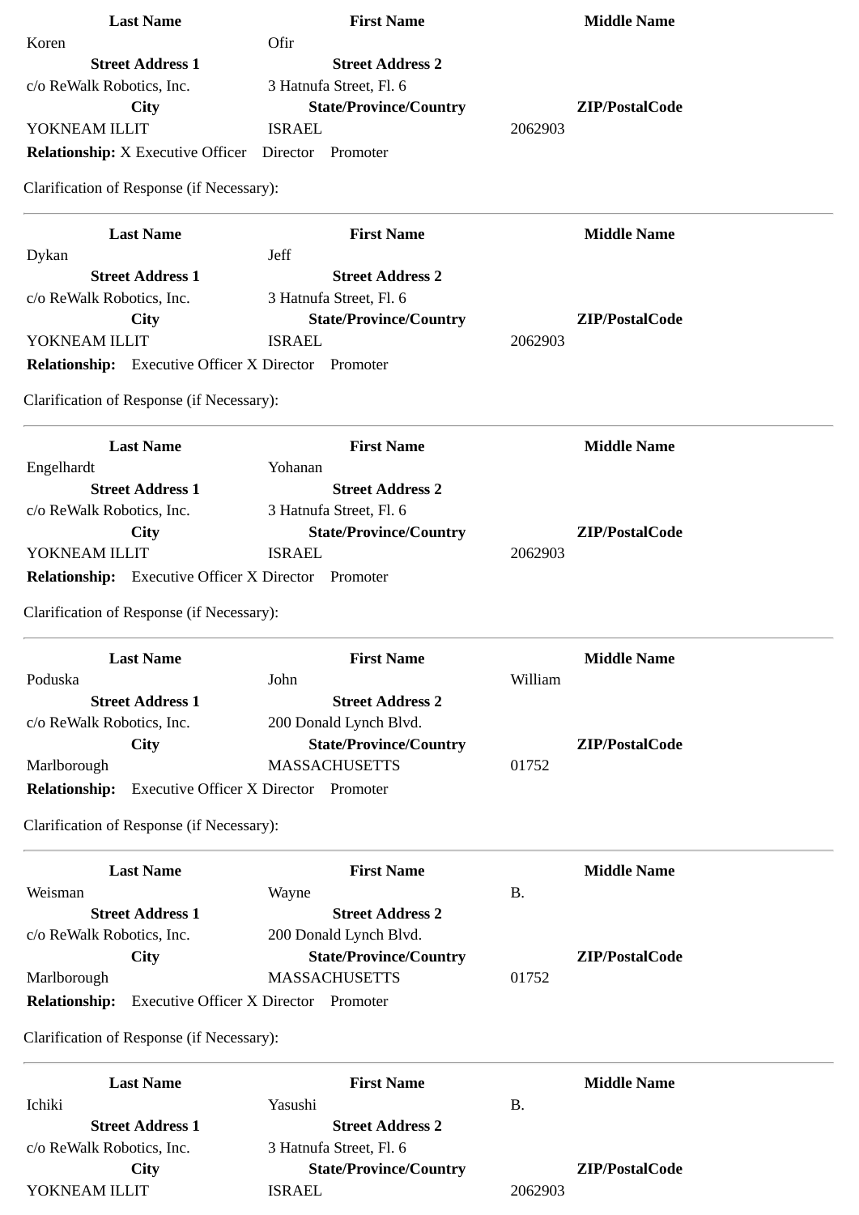| Last Name | First Name | Middle Name |
| --- | --- | --- |
| Koren | Ofir | |
| **Street Address 1** | **Street Address 2** | |
| c/o ReWalk Robotics, Inc. | 3 Hatnufa Street, Fl. 6 | |
| **City** | **State/Province/Country** | **ZIP/PostalCode** |
| YOKNEAM ILLIT | ISRAEL | 2062903 |

**Relationship:** X Executive Officer   Director   Promoter

Clarification of Response (if Necessary):

---

| Last Name | First Name | Middle Name |
| --- | --- | --- |
| Dykan | Jeff | |
| **Street Address 1** | **Street Address 2** | |
| c/o ReWalk Robotics, Inc. | 3 Hatnufa Street, Fl. 6 | |
| **City** | **State/Province/Country** | **ZIP/PostalCode** |
| YOKNEAM ILLIT | ISRAEL | 2062903 |

**Relationship:**   Executive Officer X Director   Promoter

Clarification of Response (if Necessary):

---

| Last Name | First Name | Middle Name |
| --- | --- | --- |
| Engelhardt | Yohanan | |
| **Street Address 1** | **Street Address 2** | |
| c/o ReWalk Robotics, Inc. | 3 Hatnufa Street, Fl. 6 | |
| **City** | **State/Province/Country** | **ZIP/PostalCode** |
| YOKNEAM ILLIT | ISRAEL | 2062903 |

**Relationship:**   Executive Officer X Director   Promoter

Clarification of Response (if Necessary):

---

| Last Name | First Name | Middle Name |
| --- | --- | --- |
| Poduska | John | William |
| **Street Address 1** | **Street Address 2** | |
| c/o ReWalk Robotics, Inc. | 200 Donald Lynch Blvd. | |
| **City** | **State/Province/Country** | **ZIP/PostalCode** |
| Marlborough | MASSACHUSETTS | 01752 |

**Relationship:**   Executive Officer X Director   Promoter

Clarification of Response (if Necessary):

---

| Last Name | First Name | Middle Name |
| --- | --- | --- |
| Weisman | Wayne | B. |
| **Street Address 1** | **Street Address 2** | |
| c/o ReWalk Robotics, Inc. | 200 Donald Lynch Blvd. | |
| **City** | **State/Province/Country** | **ZIP/PostalCode** |
| Marlborough | MASSACHUSETTS | 01752 |

**Relationship:**   Executive Officer X Director   Promoter

Clarification of Response (if Necessary):

---

| Last Name | First Name | Middle Name |
| --- | --- | --- |
| Ichiki | Yasushi | B. |
| **Street Address 1** | **Street Address 2** | |
| c/o ReWalk Robotics, Inc. | 3 Hatnufa Street, Fl. 6 | |
| **City** | **State/Province/Country** | **ZIP/PostalCode** |
| YOKNEAM ILLIT | ISRAEL | 2062903 |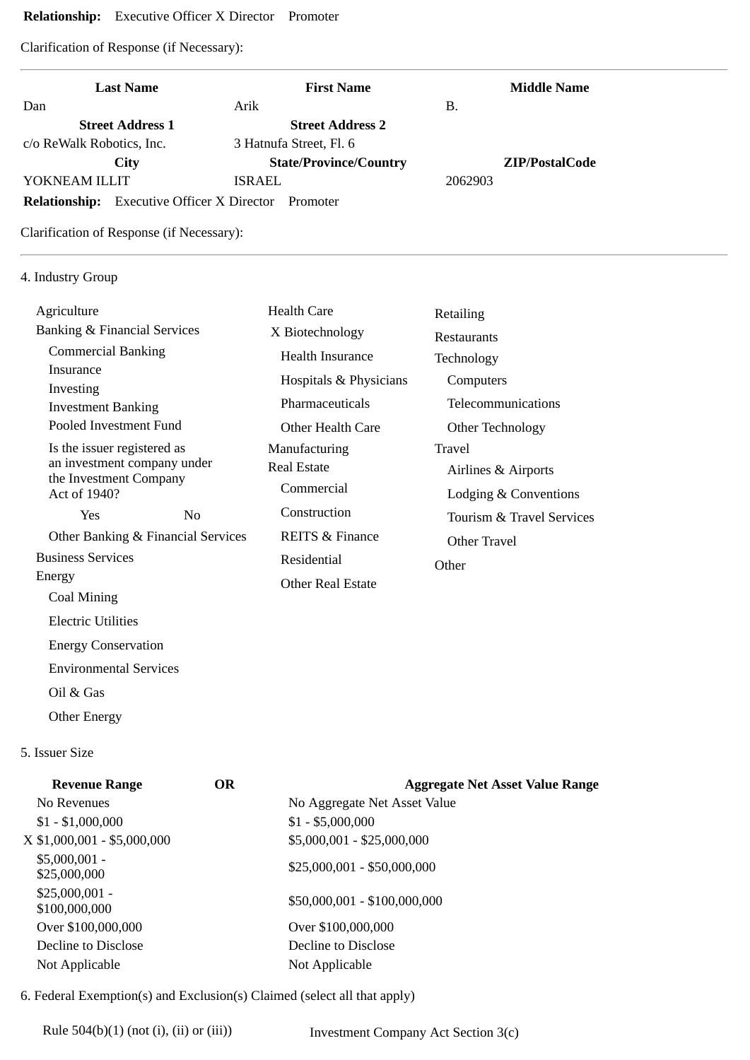**Relationship:** Executive Officer X Director Promoter

Clarification of Response (if Necessary):

---

| Last Name | First Name | Middle Name |
|---|---|---|
| Dan | Arik | B. |
| **Street Address 1** | **Street Address 2** | |
| c/o ReWalk Robotics, Inc. | 3 Hatnufa Street, Fl. 6 | |
| **City** | **State/Province/Country** | **ZIP/PostalCode** |
| YOKNEAM ILLIT | ISRAEL | 2062903 |

**Relationship:** Executive Officer X Director Promoter

Clarification of Response (if Necessary):

---

4. Industry Group

- Agriculture
- Banking & Financial Services
  - Commercial Banking
  - Insurance
  - Investing
  - Investment Banking
  - Pooled Investment Fund
  - Is the issuer registered as an investment company under the Investment Company Act of 1940?
    - Yes
    - No
  - Other Banking & Financial Services
- Business Services
- Energy
  - Coal Mining
  - Electric Utilities
  - Energy Conservation
  - Environmental Services
  - Oil & Gas
  - Other Energy
- Health Care
  - X Biotechnology
  - Health Insurance
  - Hospitals & Physicians
  - Pharmaceuticals
  - Other Health Care
- Manufacturing
- Real Estate
  - Commercial
  - Construction
  - REITS & Finance
  - Residential
  - Other Real Estate
- Retailing
- Restaurants
- Technology
  - Computers
  - Telecommunications
  - Other Technology
- Travel
  - Airlines & Airports
  - Lodging & Conventions
  - Tourism & Travel Services
  - Other Travel
- Other

5. Issuer Size

| Revenue Range | OR | Aggregate Net Asset Value Range |
|---|---|---|
| No Revenues | | No Aggregate Net Asset Value |
| $1 - $1,000,000 | | $1 - $5,000,000 |
| X $1,000,001 - $5,000,000 | | $5,000,001 - $25,000,000 |
| $5,000,001 - $25,000,000 | | $25,000,001 - $50,000,000 |
| $25,000,001 - $100,000,000 | | $50,000,001 - $100,000,000 |
| Over $100,000,000 | | Over $100,000,000 |
| Decline to Disclose | | Decline to Disclose |
| Not Applicable | | Not Applicable |

6. Federal Exemption(s) and Exclusion(s) Claimed (select all that apply)

Rule 504(b)(1) (not (i), (ii) or (iii)) Investment Company Act Section 3(c)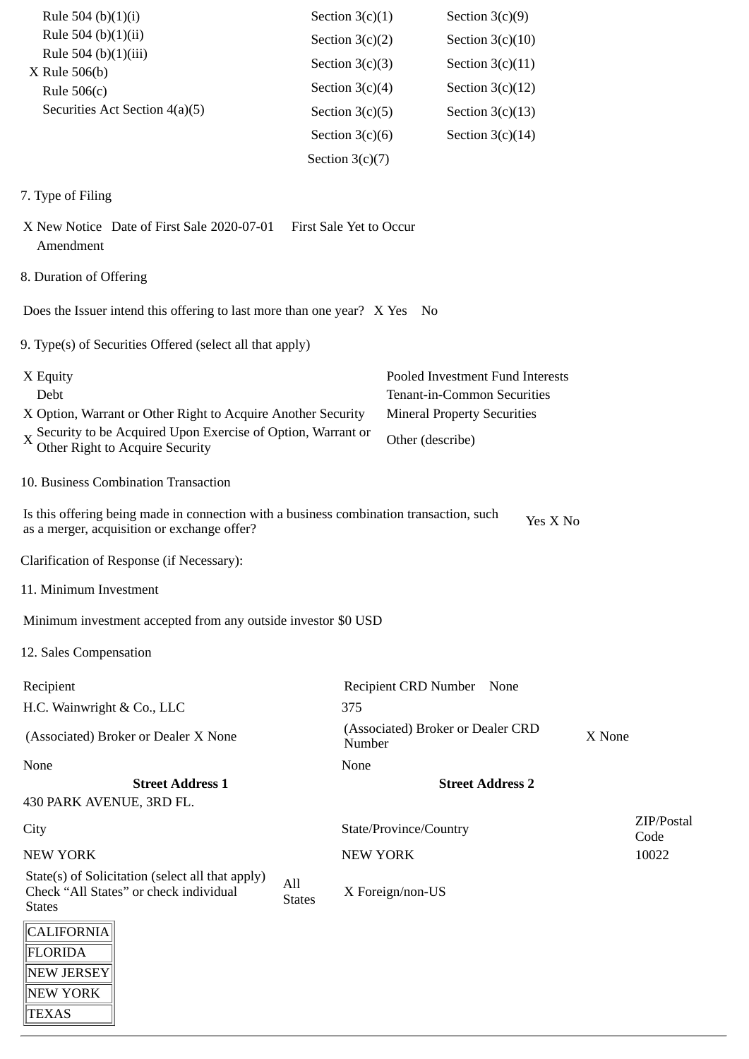| | | |
|---|---|---|
| Rule 504 (b)(1)(i) | Section 3(c)(1) | Section 3(c)(9) |
| Rule 504 (b)(1)(ii) | Section 3(c)(2) | Section 3(c)(10) |
| Rule 504 (b)(1)(iii) | Section 3(c)(3) | Section 3(c)(11) |
| X Rule 506(b) | Section 3(c)(4) | Section 3(c)(12) |
| Rule 506(c) | Section 3(c)(5) | Section 3(c)(13) |
| Securities Act Section 4(a)(5) | Section 3(c)(6) | Section 3(c)(14) |
| | Section 3(c)(7) | |

7. Type of Filing

X New Notice Date of First Sale 2020-07-01 First Sale Yet to Occur
Amendment

8. Duration of Offering

Does the Issuer intend this offering to last more than one year? X Yes No

9. Type(s) of Securities Offered (select all that apply)

| | |
|---|---|
| X Equity | Pooled Investment Fund Interests |
| Debt | Tenant-in-Common Securities |
| X Option, Warrant or Other Right to Acquire Another Security | Mineral Property Securities |
| X Security to be Acquired Upon Exercise of Option, Warrant or Other Right to Acquire Security | Other (describe) |

10. Business Combination Transaction

Is this offering being made in connection with a business combination transaction, such as a merger, acquisition or exchange offer? Yes X No

Clarification of Response (if Necessary):

11. Minimum Investment

Minimum investment accepted from any outside investor $0 USD

12. Sales Compensation

| | | |
|---|---|---|
| Recipient | Recipient CRD Number None | |
| H.C. Wainwright & Co., LLC | 375 | |
| (Associated) Broker or Dealer X None | (Associated) Broker or Dealer CRD Number | X None |
| None | None | |
| **Street Address 1** | **Street Address 2** | |
| 430 PARK AVENUE, 3RD FL. | | |
| City | State/Province/Country | ZIP/Postal Code |
| NEW YORK | NEW YORK | 10022 |

State(s) of Solicitation (select all that apply) Check "All States" or check individual States All States X Foreign/non-US

| |
|---|
| CALIFORNIA |
| FLORIDA |
| NEW JERSEY |
| NEW YORK |
| TEXAS |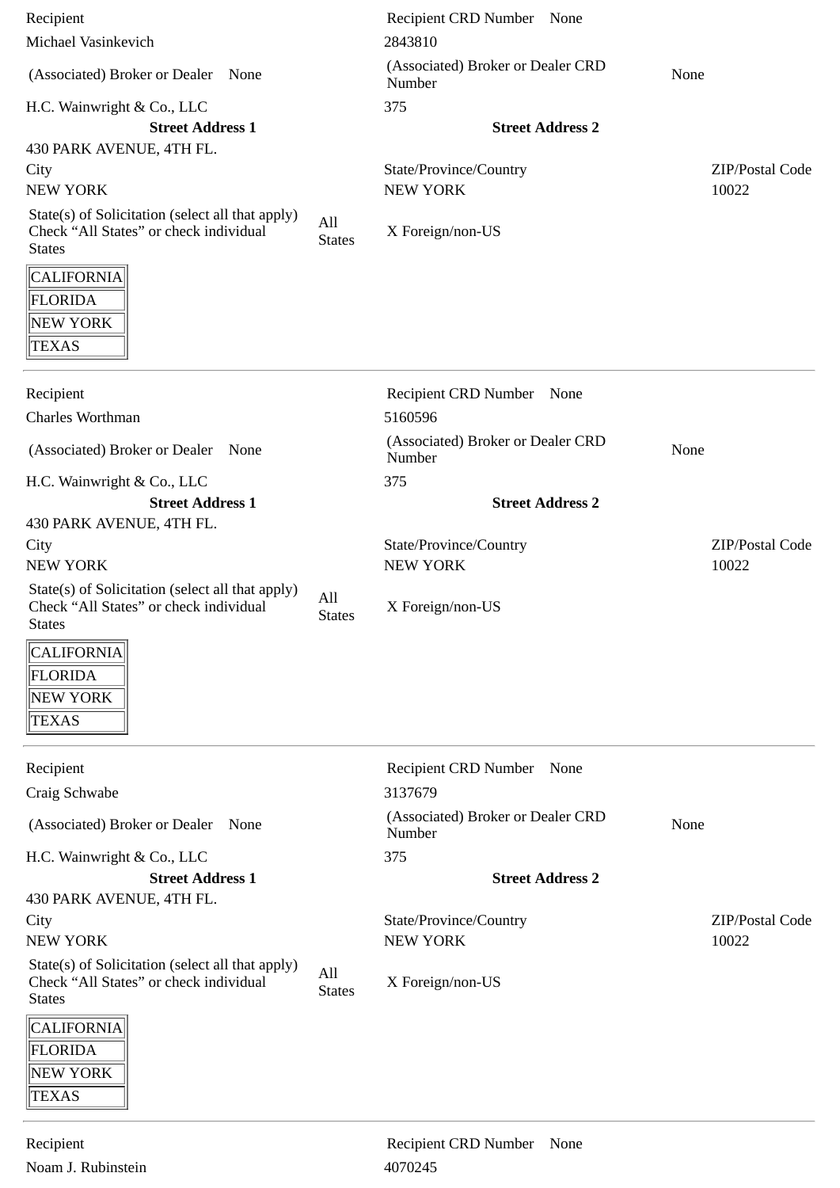| Recipient | | Recipient CRD Number None | |
| --- | --- | --- | --- |
| Michael Vasinkevich | | 2843810 | |
| (Associated) Broker or Dealer None | | (Associated) Broker or Dealer CRD Number | None |
| H.C. Wainwright & Co., LLC | | 375 | |
| **Street Address 1** | | **Street Address 2** | |
| 430 PARK AVENUE, 4TH FL. | | | |
| City | | State/Province/Country | ZIP/Postal Code |
| NEW YORK | | NEW YORK | 10022 |
| State(s) of Solicitation (select all that apply) Check "All States" or check individual States | All States | X Foreign/non-US | |

| |
| --- |
| CALIFORNIA |
| FLORIDA |
| NEW YORK |
| TEXAS |

---

| Recipient | | Recipient CRD Number None | |
| --- | --- | --- | --- |
| Charles Worthman | | 5160596 | |
| (Associated) Broker or Dealer None | | (Associated) Broker or Dealer CRD Number | None |
| H.C. Wainwright & Co., LLC | | 375 | |
| **Street Address 1** | | **Street Address 2** | |
| 430 PARK AVENUE, 4TH FL. | | | |
| City | | State/Province/Country | ZIP/Postal Code |
| NEW YORK | | NEW YORK | 10022 |
| State(s) of Solicitation (select all that apply) Check "All States" or check individual States | All States | X Foreign/non-US | |

| |
| --- |
| CALIFORNIA |
| FLORIDA |
| NEW YORK |
| TEXAS |

---

| Recipient | | Recipient CRD Number None | |
| --- | --- | --- | --- |
| Craig Schwabe | | 3137679 | |
| (Associated) Broker or Dealer None | | (Associated) Broker or Dealer CRD Number | None |
| H.C. Wainwright & Co., LLC | | 375 | |
| **Street Address 1** | | **Street Address 2** | |
| 430 PARK AVENUE, 4TH FL. | | | |
| City | | State/Province/Country | ZIP/Postal Code |
| NEW YORK | | NEW YORK | 10022 |
| State(s) of Solicitation (select all that apply) Check "All States" or check individual States | All States | X Foreign/non-US | |

| |
| --- |
| CALIFORNIA |
| FLORIDA |
| NEW YORK |
| TEXAS |

---

| Recipient | Recipient CRD Number None |
| --- | --- |
| Noam J. Rubinstein | 4070245 |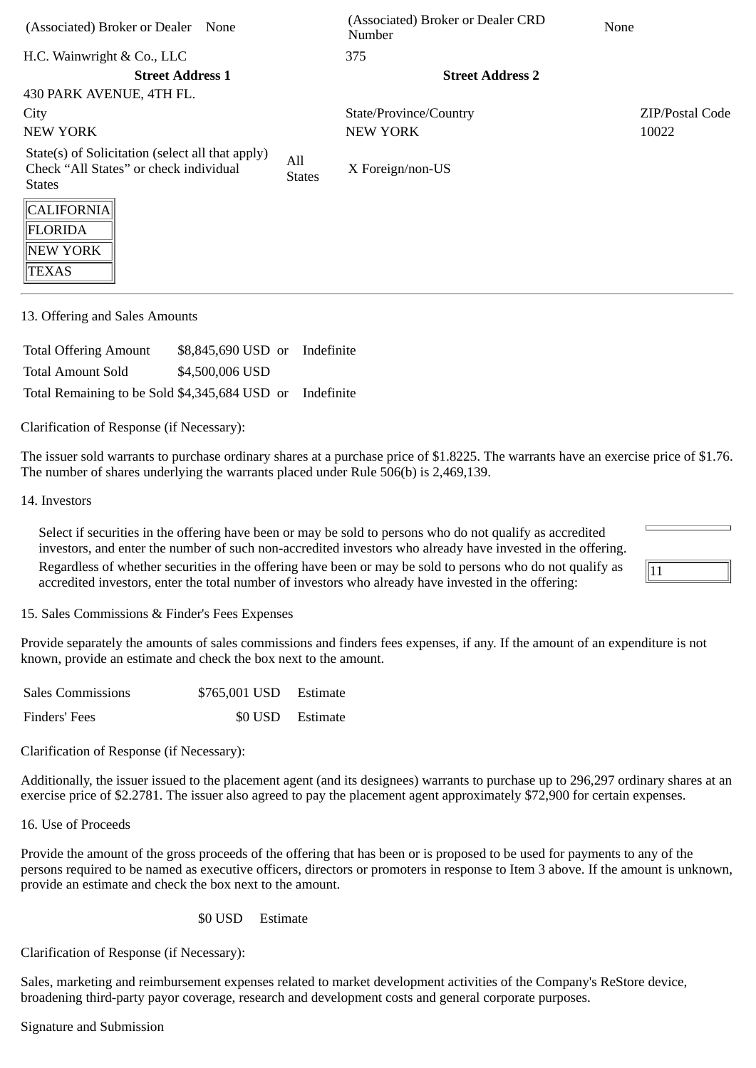| (Associated) Broker or Dealer | None | (Associated) Broker or Dealer CRD Number | None |
|---|---|---|---|
| H.C. Wainwright & Co., LLC | | 375 | |

| Street Address 1 | Street Address 2 | |
|---|---|---|
| 430 PARK AVENUE, 4TH FL. | | |
| City | State/Province/Country | ZIP/Postal Code |
| NEW YORK | NEW YORK | 10022 |

State(s) of Solicitation (select all that apply) Check "All States" or check individual States | All States | X Foreign/non-US

| |
|---|
| CALIFORNIA |
| FLORIDA |
| NEW YORK |
| TEXAS |

13. Offering and Sales Amounts

| | | | |
|---|---|---|---|
| Total Offering Amount | $8,845,690 USD | or | Indefinite |
| Total Amount Sold | $4,500,006 USD | | |
| Total Remaining to be Sold | $4,345,684 USD | or | Indefinite |

Clarification of Response (if Necessary):

The issuer sold warrants to purchase ordinary shares at a purchase price of $1.8225. The warrants have an exercise price of $1.76. The number of shares underlying the warrants placed under Rule 506(b) is 2,469,139.

14. Investors

Select if securities in the offering have been or may be sold to persons who do not qualify as accredited investors, and enter the number of such non-accredited investors who already have invested in the offering.

Regardless of whether securities in the offering have been or may be sold to persons who do not qualify as accredited investors, enter the total number of investors who already have invested in the offering: 11

15. Sales Commissions & Finder's Fees Expenses

Provide separately the amounts of sales commissions and finders fees expenses, if any. If the amount of an expenditure is not known, provide an estimate and check the box next to the amount.

| | | |
|---|---|---|
| Sales Commissions | $765,001 USD | Estimate |
| Finders' Fees | $0 USD | Estimate |

Clarification of Response (if Necessary):

Additionally, the issuer issued to the placement agent (and its designees) warrants to purchase up to 296,297 ordinary shares at an exercise price of $2.2781. The issuer also agreed to pay the placement agent approximately $72,900 for certain expenses.

16. Use of Proceeds

Provide the amount of the gross proceeds of the offering that has been or is proposed to be used for payments to any of the persons required to be named as executive officers, directors or promoters in response to Item 3 above. If the amount is unknown, provide an estimate and check the box next to the amount.

$0 USD Estimate

Clarification of Response (if Necessary):

Sales, marketing and reimbursement expenses related to market development activities of the Company's ReStore device, broadening third-party payor coverage, research and development costs and general corporate purposes.

Signature and Submission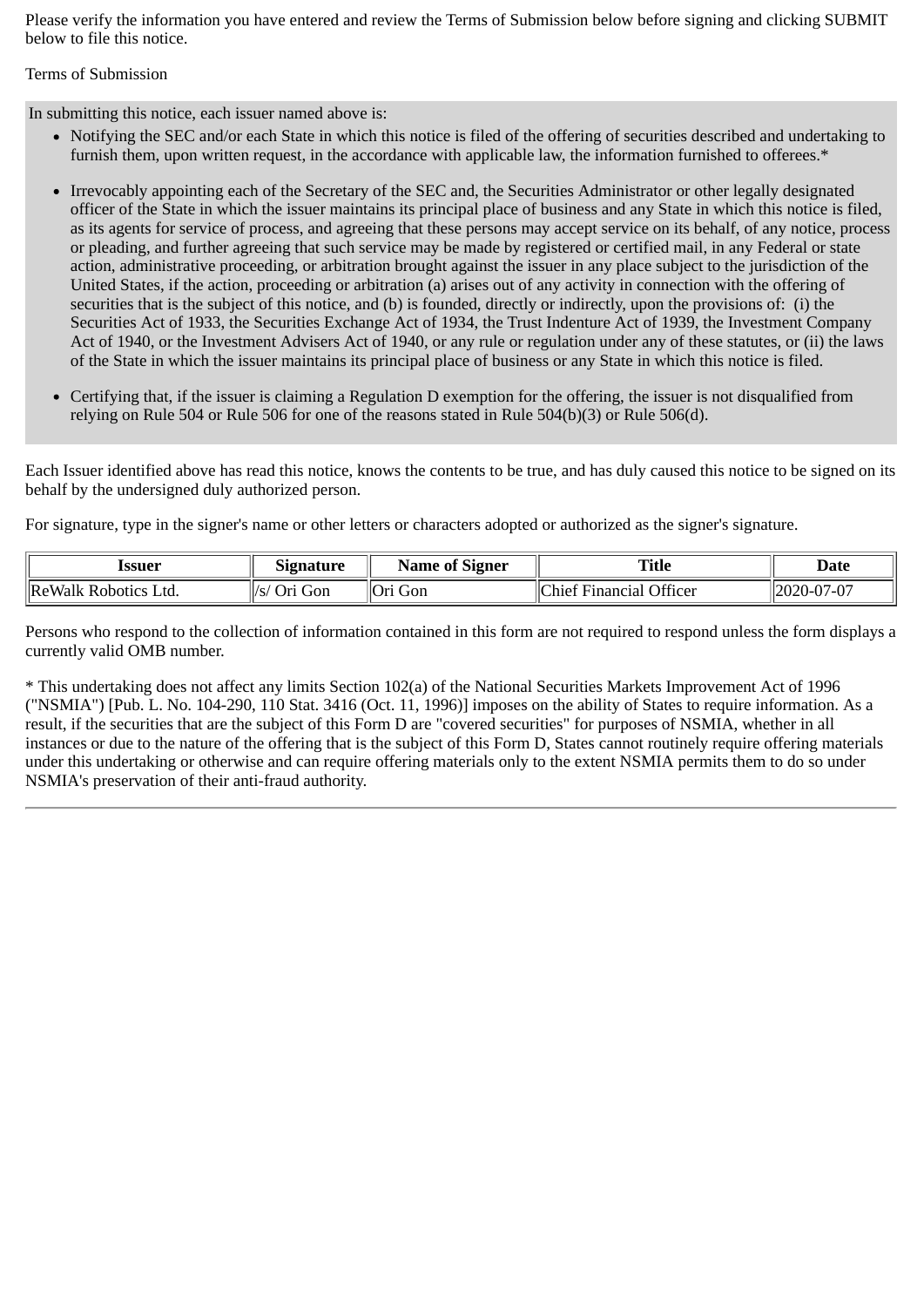Please verify the information you have entered and review the Terms of Submission below before signing and clicking SUBMIT below to file this notice.

Terms of Submission

In submitting this notice, each issuer named above is:

- Notifying the SEC and/or each State in which this notice is filed of the offering of securities described and undertaking to furnish them, upon written request, in the accordance with applicable law, the information furnished to offerees.*
- Irrevocably appointing each of the Secretary of the SEC and, the Securities Administrator or other legally designated officer of the State in which the issuer maintains its principal place of business and any State in which this notice is filed, as its agents for service of process, and agreeing that these persons may accept service on its behalf, of any notice, process or pleading, and further agreeing that such service may be made by registered or certified mail, in any Federal or state action, administrative proceeding, or arbitration brought against the issuer in any place subject to the jurisdiction of the United States, if the action, proceeding or arbitration (a) arises out of any activity in connection with the offering of securities that is the subject of this notice, and (b) is founded, directly or indirectly, upon the provisions of: (i) the Securities Act of 1933, the Securities Exchange Act of 1934, the Trust Indenture Act of 1939, the Investment Company Act of 1940, or the Investment Advisers Act of 1940, or any rule or regulation under any of these statutes, or (ii) the laws of the State in which the issuer maintains its principal place of business or any State in which this notice is filed.
- Certifying that, if the issuer is claiming a Regulation D exemption for the offering, the issuer is not disqualified from relying on Rule 504 or Rule 506 for one of the reasons stated in Rule 504(b)(3) or Rule 506(d).

Each Issuer identified above has read this notice, knows the contents to be true, and has duly caused this notice to be signed on its behalf by the undersigned duly authorized person.

For signature, type in the signer's name or other letters or characters adopted or authorized as the signer's signature.

| Issuer | Signature | Name of Signer | Title | Date |
|---|---|---|---|---|
| ReWalk Robotics Ltd. | /s/ Ori Gon | Ori Gon | Chief Financial Officer | 2020-07-07 |

Persons who respond to the collection of information contained in this form are not required to respond unless the form displays a currently valid OMB number.

* This undertaking does not affect any limits Section 102(a) of the National Securities Markets Improvement Act of 1996 ("NSMIA") [Pub. L. No. 104-290, 110 Stat. 3416 (Oct. 11, 1996)] imposes on the ability of States to require information. As a result, if the securities that are the subject of this Form D are "covered securities" for purposes of NSMIA, whether in all instances or due to the nature of the offering that is the subject of this Form D, States cannot routinely require offering materials under this undertaking or otherwise and can require offering materials only to the extent NSMIA permits them to do so under NSMIA's preservation of their anti-fraud authority.